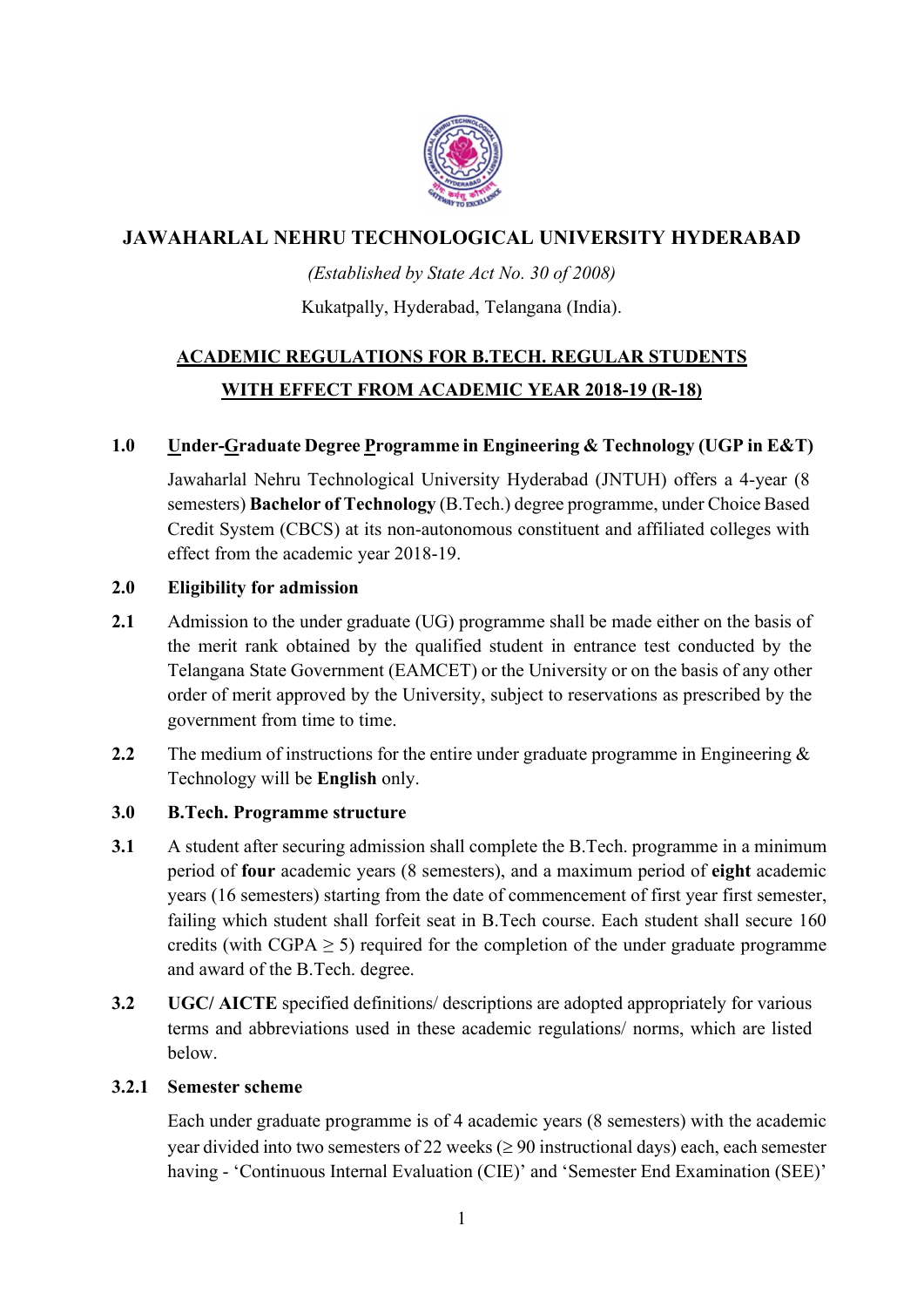# JAWAHARLAL NEHRU TECHNOLOGICAL UNIVERSITY HYDERABAD

*(Established by State Act No. 30 of 2008)*

Kukatpally, Hyderabad, Telangana (India).

## ACADEMIC REGULATIONS FOR B.TECH. REGULAR STUDENTS WITH EFFECT FROM ACADEMIC YEAR 2018-19 (R-18)

**1.0 Under-Graduate Degree Programme in Engineering & Technology (UGP in E&T)**

Jawaharlal Nehru Technological University Hyderabad (JNTUH) offers a 4-year (8 semesters) **Bachelor of Technology** (B.Tech.) degree programme, under Choice Based Credit System (CBCS) at its non-autonomous constituent and affiliated colleges with effect from the academic year 2018-19.

**2.0 Eligibility for admission**

**2.1** Admission to the under graduate (UG) programme shall be made either on the basis of the merit rank obtained by the qualified student in entrance test conducted by the Telangana State Government (EAMCET) or the University or on the basis of any other order of merit approved by the University, subject to reservations as prescribed by the government from time to time.

**2.2** The medium of instructions for the entire under graduate programme in Engineering & Technology will be **English** only.

**3.0 B.Tech. Programme structure**

**3.1** A student after securing admission shall complete the B.Tech. programme in a minimum period of **four** academic years (8 semesters), and a maximum period of **eight** academic years (16 semesters) starting from the date of commencement of first year first semester, failing which student shall forfeit seat in B.Tech course. Each student shall secure 160 credits (with CGPA $\geq 5$) required for the completion of the under graduate programme and award of the B.Tech. degree.

**3.2** **UGC/ AICTE** specified definitions/ descriptions are adopted appropriately for various terms and abbreviations used in these academic regulations/ norms, which are listed below.

**3.2.1 Semester scheme**

Each under graduate programme is of 4 academic years (8 semesters) with the academic year divided into two semesters of 22 weeks ($\geq 90$ instructional days) each, each semester having - 'Continuous Internal Evaluation (CIE)' and 'Semester End Examination (SEE)'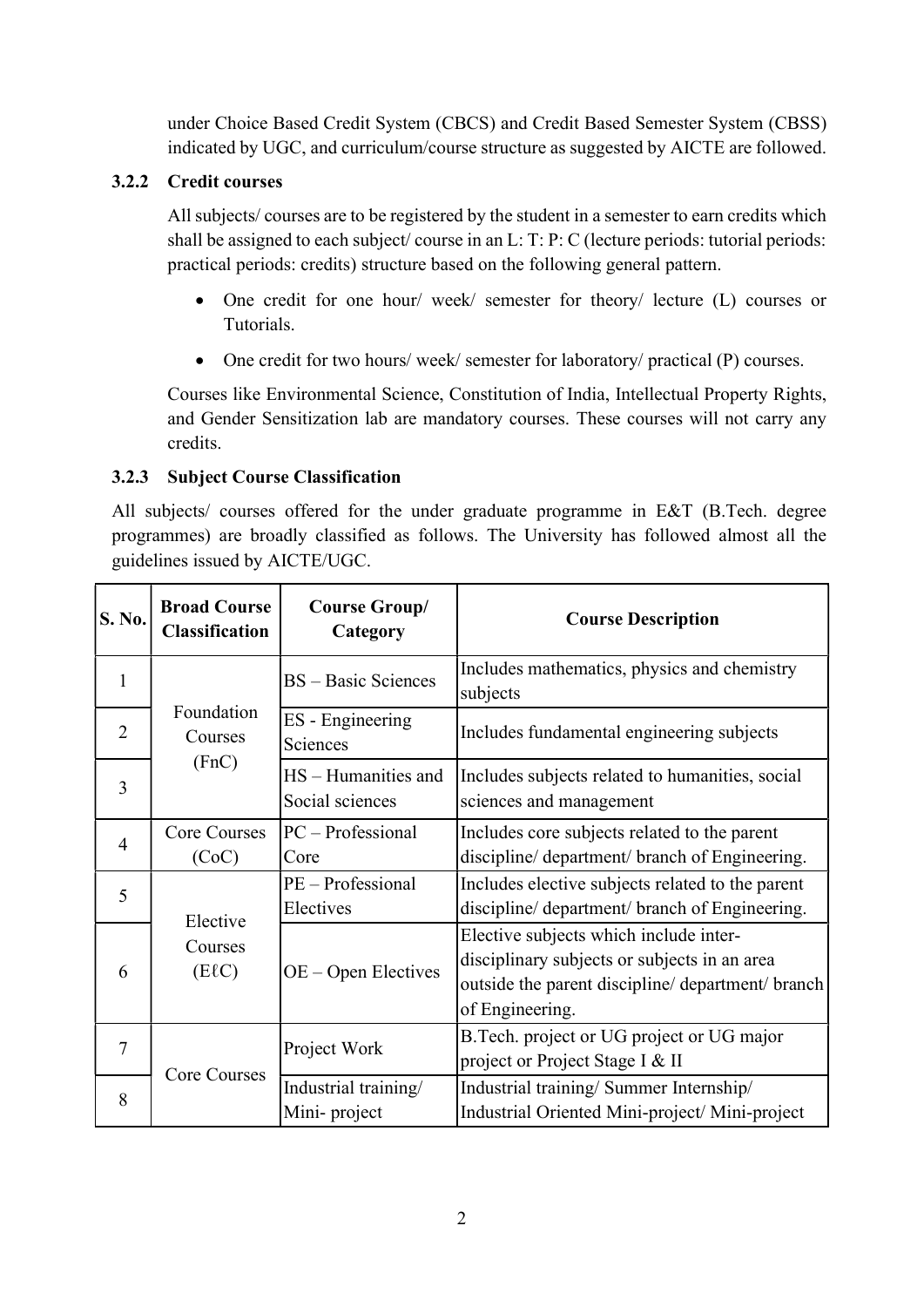under Choice Based Credit System (CBCS) and Credit Based Semester System (CBSS) indicated by UGC, and curriculum/course structure as suggested by AICTE are followed.

### 3.2.2 Credit courses

All subjects/ courses are to be registered by the student in a semester to earn credits which shall be assigned to each subject/ course in an L: T: P: C (lecture periods: tutorial periods: practical periods: credits) structure based on the following general pattern.

- One credit for one hour/ week/ semester for theory/ lecture (L) courses or Tutorials.
- One credit for two hours/ week/ semester for laboratory/ practical (P) courses.

Courses like Environmental Science, Constitution of India, Intellectual Property Rights, and Gender Sensitization lab are mandatory courses. These courses will not carry any credits.

### 3.2.3 Subject Course Classification

All subjects/ courses offered for the under graduate programme in E&T (B.Tech. degree programmes) are broadly classified as follows. The University has followed almost all the guidelines issued by AICTE/UGC.

| S. No. | Broad Course Classification | Course Group/ Category | Course Description |
|---|---|---|---|
| 1 | Foundation Courses (FnC) | BS – Basic Sciences | Includes mathematics, physics and chemistry subjects |
| 2 | | ES - Engineering Sciences | Includes fundamental engineering subjects |
| 3 | | HS – Humanities and Social sciences | Includes subjects related to humanities, social sciences and management |
| 4 | Core Courses (CoC) | PC – Professional Core | Includes core subjects related to the parent discipline/ department/ branch of Engineering. |
| 5 | Elective Courses (EℓC) | PE – Professional Electives | Includes elective subjects related to the parent discipline/ department/ branch of Engineering. |
| 6 | | OE – Open Electives | Elective subjects which include inter-disciplinary subjects or subjects in an area outside the parent discipline/ department/ branch of Engineering. |
| 7 | Core Courses | Project Work | B.Tech. project or UG project or UG major project or Project Stage I & II |
| 8 | | Industrial training/ Mini- project | Industrial training/ Summer Internship/ Industrial Oriented Mini-project/ Mini-project |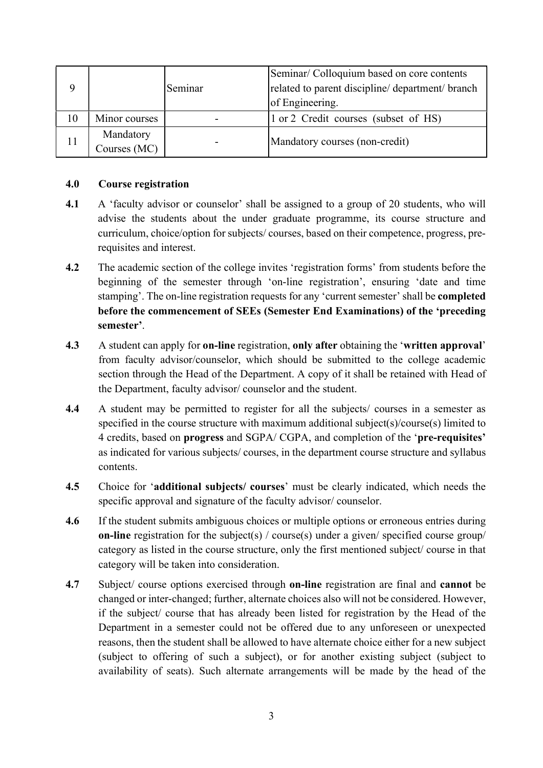| | | | |
|---|---|---|---|
| 9 | | Seminar | Seminar/ Colloquium based on core contents related to parent discipline/ department/ branch of Engineering. |
| 10 | Minor courses | - | 1 or 2 Credit courses (subset of HS) |
| 11 | Mandatory Courses (MC) | - | Mandatory courses (non-credit) |

**4.0 Course registration**

**4.1** A 'faculty advisor or counselor' shall be assigned to a group of 20 students, who will advise the students about the under graduate programme, its course structure and curriculum, choice/option for subjects/ courses, based on their competence, progress, pre-requisites and interest.

**4.2** The academic section of the college invites 'registration forms' from students before the beginning of the semester through 'on-line registration', ensuring 'date and time stamping'. The on-line registration requests for any 'current semester' shall be **completed before the commencement of SEEs (Semester End Examinations) of the 'preceding semester'**.

**4.3** A student can apply for **on-line** registration, **only after** obtaining the '**written approval**' from faculty advisor/counselor, which should be submitted to the college academic section through the Head of the Department. A copy of it shall be retained with Head of the Department, faculty advisor/ counselor and the student.

**4.4** A student may be permitted to register for all the subjects/ courses in a semester as specified in the course structure with maximum additional subject(s)/course(s) limited to 4 credits, based on **progress** and SGPA/ CGPA, and completion of the '**pre-requisites'** as indicated for various subjects/ courses, in the department course structure and syllabus contents.

**4.5** Choice for '**additional subjects/ courses**' must be clearly indicated, which needs the specific approval and signature of the faculty advisor/ counselor.

**4.6** If the student submits ambiguous choices or multiple options or erroneous entries during **on-line** registration for the subject(s) / course(s) under a given/ specified course group/ category as listed in the course structure, only the first mentioned subject/ course in that category will be taken into consideration.

**4.7** Subject/ course options exercised through **on-line** registration are final and **cannot** be changed or inter-changed; further, alternate choices also will not be considered. However, if the subject/ course that has already been listed for registration by the Head of the Department in a semester could not be offered due to any unforeseen or unexpected reasons, then the student shall be allowed to have alternate choice either for a new subject (subject to offering of such a subject), or for another existing subject (subject to availability of seats). Such alternate arrangements will be made by the head of the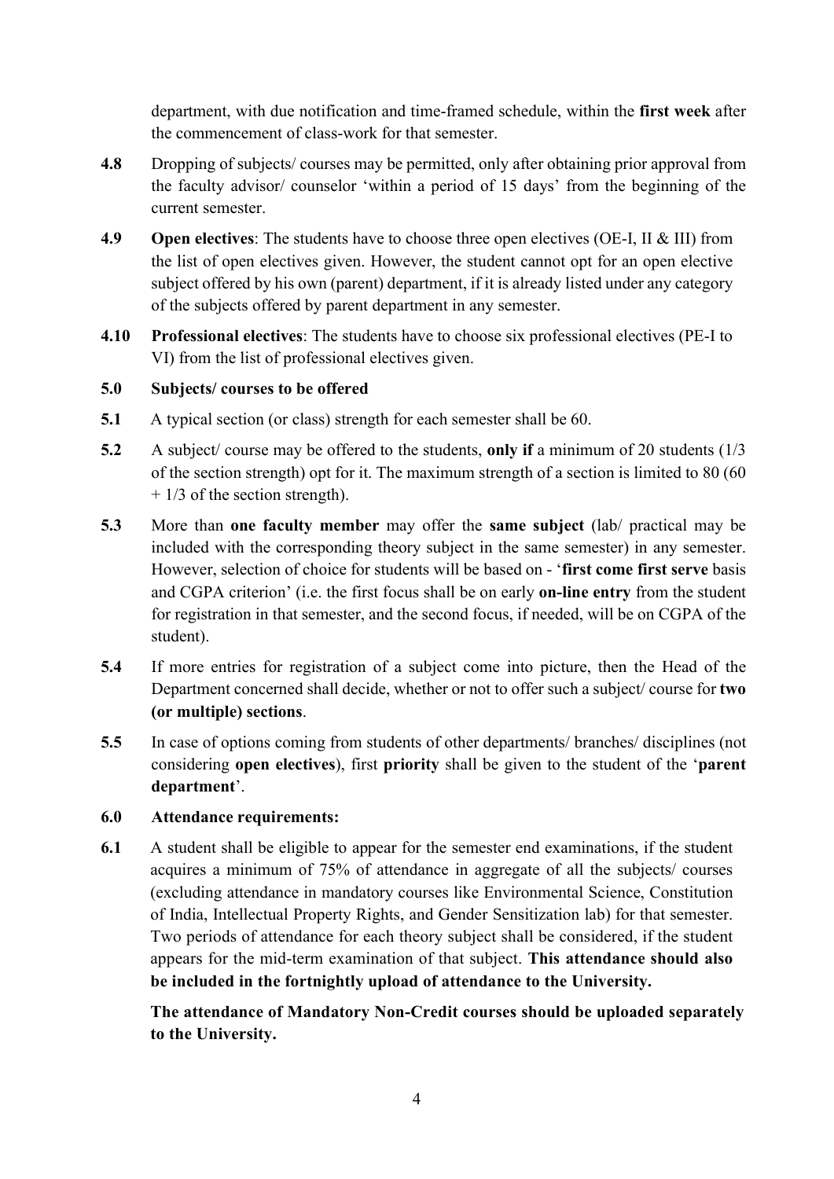department, with due notification and time-framed schedule, within the **first week** after the commencement of class-work for that semester.

**4.8** Dropping of subjects/ courses may be permitted, only after obtaining prior approval from the faculty advisor/ counselor 'within a period of 15 days' from the beginning of the current semester.

**4.9** **Open electives**: The students have to choose three open electives (OE-I, II & III) from the list of open electives given. However, the student cannot opt for an open elective subject offered by his own (parent) department, if it is already listed under any category of the subjects offered by parent department in any semester.

**4.10** **Professional electives**: The students have to choose six professional electives (PE-I to VI) from the list of professional electives given.

**5.0 Subjects/ courses to be offered**

**5.1** A typical section (or class) strength for each semester shall be 60.

**5.2** A subject/ course may be offered to the students, **only if** a minimum of 20 students (1/3 of the section strength) opt for it. The maximum strength of a section is limited to 80 (60 + 1/3 of the section strength).

**5.3** More than **one faculty member** may offer the **same subject** (lab/ practical may be included with the corresponding theory subject in the same semester) in any semester. However, selection of choice for students will be based on - '**first come first serve** basis and CGPA criterion' (i.e. the first focus shall be on early **on-line entry** from the student for registration in that semester, and the second focus, if needed, will be on CGPA of the student).

**5.4** If more entries for registration of a subject come into picture, then the Head of the Department concerned shall decide, whether or not to offer such a subject/ course for **two (or multiple) sections**.

**5.5** In case of options coming from students of other departments/ branches/ disciplines (not considering **open electives**), first **priority** shall be given to the student of the '**parent department**'.

**6.0 Attendance requirements:**

**6.1** A student shall be eligible to appear for the semester end examinations, if the student acquires a minimum of 75% of attendance in aggregate of all the subjects/ courses (excluding attendance in mandatory courses like Environmental Science, Constitution of India, Intellectual Property Rights, and Gender Sensitization lab) for that semester. Two periods of attendance for each theory subject shall be considered, if the student appears for the mid-term examination of that subject. **This attendance should also be included in the fortnightly upload of attendance to the University.**

**The attendance of Mandatory Non-Credit courses should be uploaded separately to the University.**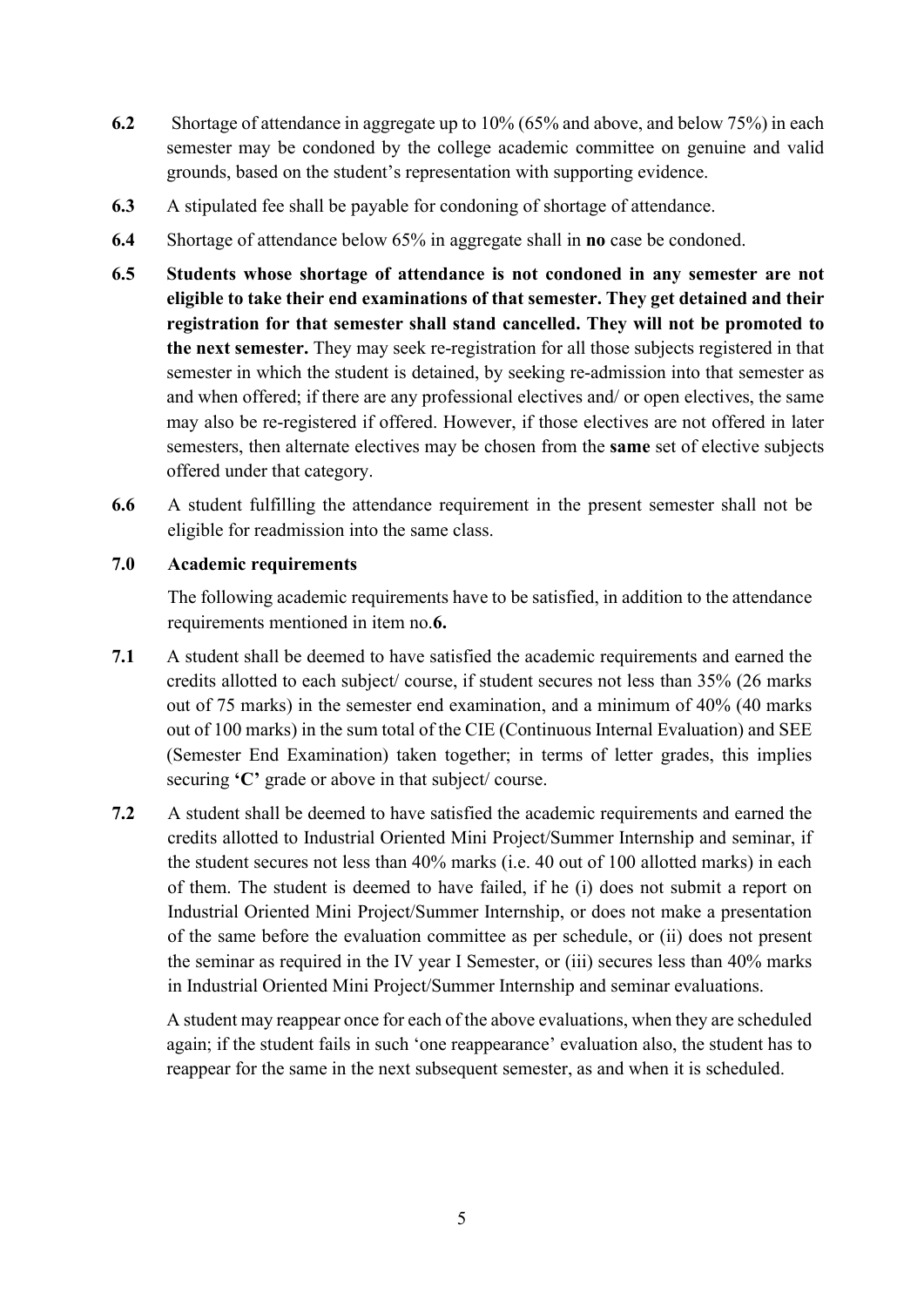**6.2** Shortage of attendance in aggregate up to 10% (65% and above, and below 75%) in each semester may be condoned by the college academic committee on genuine and valid grounds, based on the student's representation with supporting evidence.

**6.3** A stipulated fee shall be payable for condoning of shortage of attendance.

**6.4** Shortage of attendance below 65% in aggregate shall in **no** case be condoned.

**6.5** **Students whose shortage of attendance is not condoned in any semester are not eligible to take their end examinations of that semester. They get detained and their registration for that semester shall stand cancelled. They will not be promoted to the next semester.** They may seek re-registration for all those subjects registered in that semester in which the student is detained, by seeking re-admission into that semester as and when offered; if there are any professional electives and/ or open electives, the same may also be re-registered if offered. However, if those electives are not offered in later semesters, then alternate electives may be chosen from the **same** set of elective subjects offered under that category.

**6.6** A student fulfilling the attendance requirement in the present semester shall not be eligible for readmission into the same class.

## 7.0 Academic requirements

The following academic requirements have to be satisfied, in addition to the attendance requirements mentioned in item no.**6.**

**7.1** A student shall be deemed to have satisfied the academic requirements and earned the credits allotted to each subject/ course, if student secures not less than 35% (26 marks out of 75 marks) in the semester end examination, and a minimum of 40% (40 marks out of 100 marks) in the sum total of the CIE (Continuous Internal Evaluation) and SEE (Semester End Examination) taken together; in terms of letter grades, this implies securing **'C'** grade or above in that subject/ course.

**7.2** A student shall be deemed to have satisfied the academic requirements and earned the credits allotted to Industrial Oriented Mini Project/Summer Internship and seminar, if the student secures not less than 40% marks (i.e. 40 out of 100 allotted marks) in each of them. The student is deemed to have failed, if he (i) does not submit a report on Industrial Oriented Mini Project/Summer Internship, or does not make a presentation of the same before the evaluation committee as per schedule, or (ii) does not present the seminar as required in the IV year I Semester, or (iii) secures less than 40% marks in Industrial Oriented Mini Project/Summer Internship and seminar evaluations.

A student may reappear once for each of the above evaluations, when they are scheduled again; if the student fails in such 'one reappearance' evaluation also, the student has to reappear for the same in the next subsequent semester, as and when it is scheduled.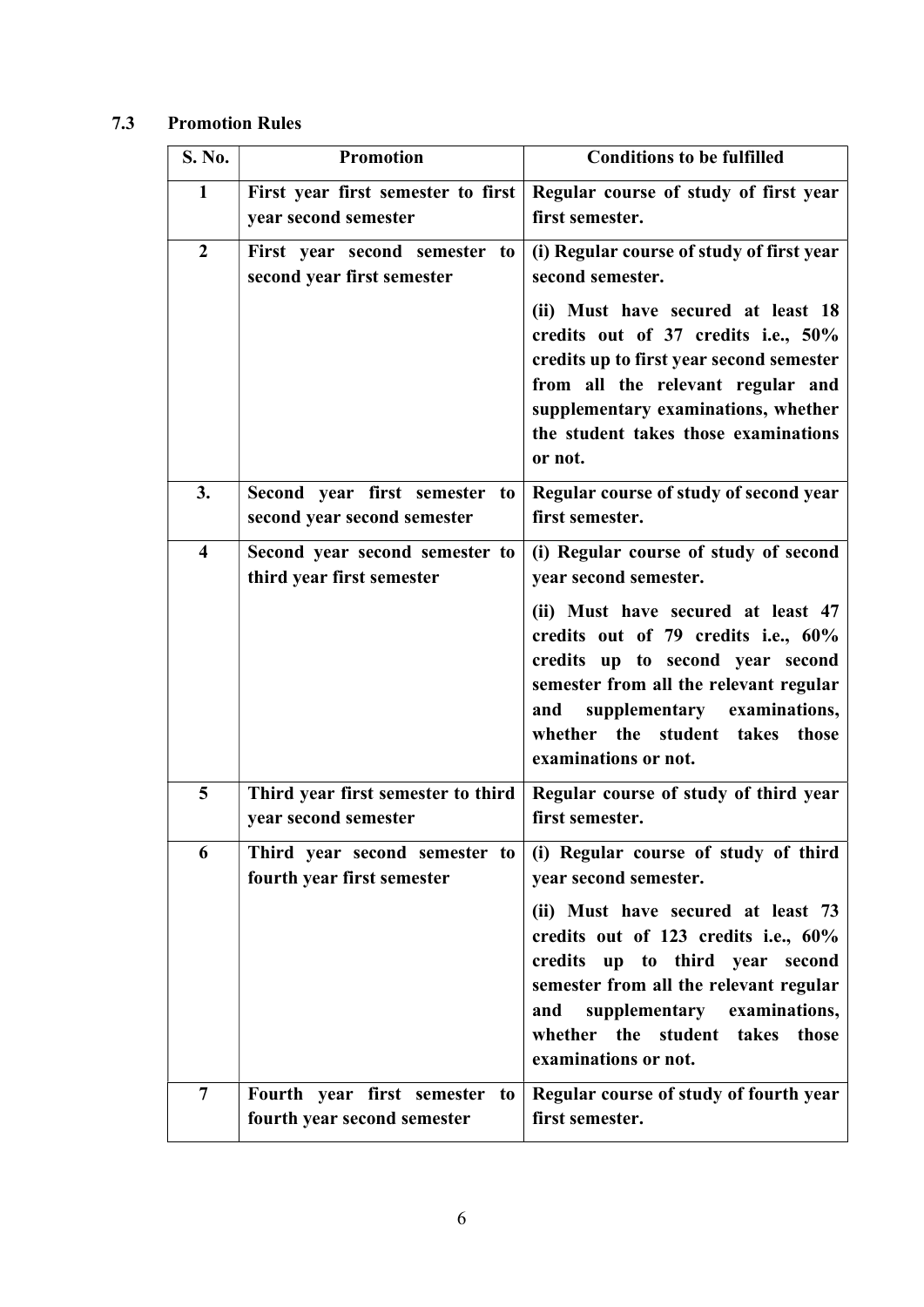### 7.3 Promotion Rules

| S. No. | Promotion | Conditions to be fulfilled |
|---|---|---|
| **1** | **First year first semester to first year second semester** | **Regular course of study of first year first semester.** |
| **2** | **First year second semester to second year first semester** | **(i) Regular course of study of first year second semester.**<br>**(ii) Must have secured at least 18 credits out of 37 credits i.e., 50% credits up to first year second semester from all the relevant regular and supplementary examinations, whether the student takes those examinations or not.** |
| **3.** | **Second year first semester to second year second semester** | **Regular course of study of second year first semester.** |
| **4** | **Second year second semester to third year first semester** | **(i) Regular course of study of second year second semester.**<br>**(ii) Must have secured at least 47 credits out of 79 credits i.e., 60% credits up to second year second semester from all the relevant regular and supplementary examinations, whether the student takes those examinations or not.** |
| **5** | **Third year first semester to third year second semester** | **Regular course of study of third year first semester.** |
| **6** | **Third year second semester to fourth year first semester** | **(i) Regular course of study of third year second semester.**<br>**(ii) Must have secured at least 73 credits out of 123 credits i.e., 60% credits up to third year second semester from all the relevant regular and supplementary examinations, whether the student takes those examinations or not.** |
| **7** | **Fourth year first semester to fourth year second semester** | **Regular course of study of fourth year first semester.** |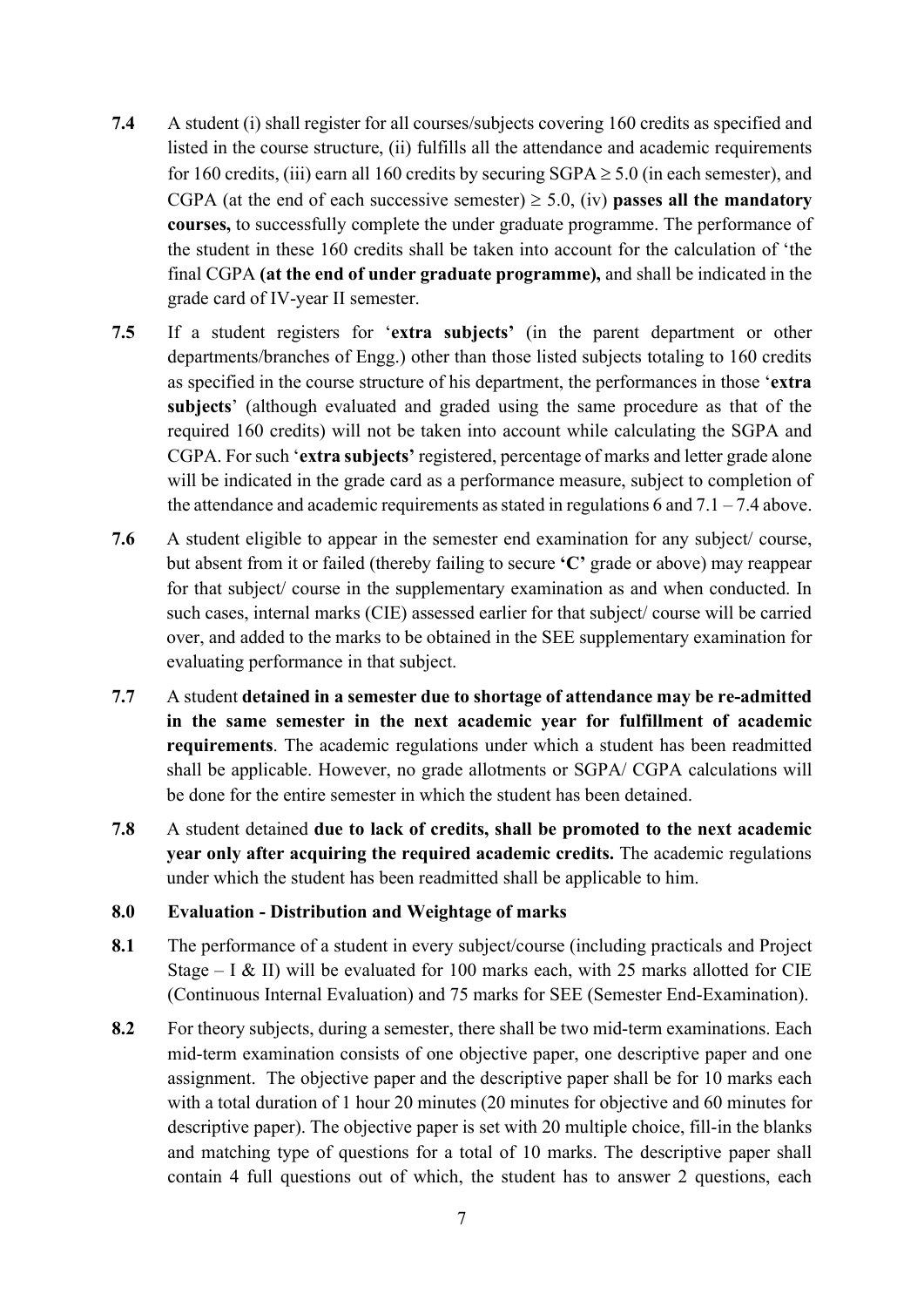**7.4** A student (i) shall register for all courses/subjects covering 160 credits as specified and listed in the course structure, (ii) fulfills all the attendance and academic requirements for 160 credits, (iii) earn all 160 credits by securing SGPA $\geq 5.0$ (in each semester), and CGPA (at the end of each successive semester) $\geq 5.0$, (iv) **passes all the mandatory courses,** to successfully complete the under graduate programme. The performance of the student in these 160 credits shall be taken into account for the calculation of 'the final CGPA **(at the end of under graduate programme),** and shall be indicated in the grade card of IV-year II semester.

**7.5** If a student registers for '**extra subjects'** (in the parent department or other departments/branches of Engg.) other than those listed subjects totaling to 160 credits as specified in the course structure of his department, the performances in those '**extra subjects**' (although evaluated and graded using the same procedure as that of the required 160 credits) will not be taken into account while calculating the SGPA and CGPA. For such '**extra subjects'** registered, percentage of marks and letter grade alone will be indicated in the grade card as a performance measure, subject to completion of the attendance and academic requirements as stated in regulations 6 and 7.1 – 7.4 above.

**7.6** A student eligible to appear in the semester end examination for any subject/ course, but absent from it or failed (thereby failing to secure **'C'** grade or above) may reappear for that subject/ course in the supplementary examination as and when conducted. In such cases, internal marks (CIE) assessed earlier for that subject/ course will be carried over, and added to the marks to be obtained in the SEE supplementary examination for evaluating performance in that subject.

**7.7** A student **detained in a semester due to shortage of attendance may be re-admitted in the same semester in the next academic year for fulfillment of academic requirements**. The academic regulations under which a student has been readmitted shall be applicable. However, no grade allotments or SGPA/ CGPA calculations will be done for the entire semester in which the student has been detained.

**7.8** A student detained **due to lack of credits, shall be promoted to the next academic year only after acquiring the required academic credits.** The academic regulations under which the student has been readmitted shall be applicable to him.

## 8.0 Evaluation - Distribution and Weightage of marks

**8.1** The performance of a student in every subject/course (including practicals and Project Stage – I & II) will be evaluated for 100 marks each, with 25 marks allotted for CIE (Continuous Internal Evaluation) and 75 marks for SEE (Semester End-Examination).

**8.2** For theory subjects, during a semester, there shall be two mid-term examinations. Each mid-term examination consists of one objective paper, one descriptive paper and one assignment. The objective paper and the descriptive paper shall be for 10 marks each with a total duration of 1 hour 20 minutes (20 minutes for objective and 60 minutes for descriptive paper). The objective paper is set with 20 multiple choice, fill-in the blanks and matching type of questions for a total of 10 marks. The descriptive paper shall contain 4 full questions out of which, the student has to answer 2 questions, each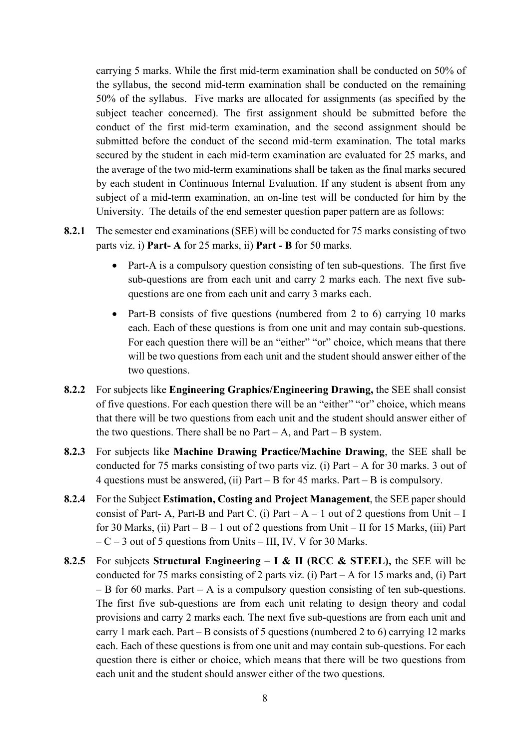carrying 5 marks. While the first mid-term examination shall be conducted on 50% of the syllabus, the second mid-term examination shall be conducted on the remaining 50% of the syllabus. Five marks are allocated for assignments (as specified by the subject teacher concerned). The first assignment should be submitted before the conduct of the first mid-term examination, and the second assignment should be submitted before the conduct of the second mid-term examination. The total marks secured by the student in each mid-term examination are evaluated for 25 marks, and the average of the two mid-term examinations shall be taken as the final marks secured by each student in Continuous Internal Evaluation. If any student is absent from any subject of a mid-term examination, an on-line test will be conducted for him by the University. The details of the end semester question paper pattern are as follows:

**8.2.1** The semester end examinations (SEE) will be conducted for 75 marks consisting of two parts viz. i) **Part- A** for 25 marks, ii) **Part - B** for 50 marks.

- Part-A is a compulsory question consisting of ten sub-questions. The first five sub-questions are from each unit and carry 2 marks each. The next five sub-questions are one from each unit and carry 3 marks each.
- Part-B consists of five questions (numbered from 2 to 6) carrying 10 marks each. Each of these questions is from one unit and may contain sub-questions. For each question there will be an "either" "or" choice, which means that there will be two questions from each unit and the student should answer either of the two questions.

**8.2.2** For subjects like **Engineering Graphics/Engineering Drawing,** the SEE shall consist of five questions. For each question there will be an "either" "or" choice, which means that there will be two questions from each unit and the student should answer either of the two questions. There shall be no Part – A, and Part – B system.

**8.2.3** For subjects like **Machine Drawing Practice/Machine Drawing**, the SEE shall be conducted for 75 marks consisting of two parts viz. (i) Part – A for 30 marks. 3 out of 4 questions must be answered, (ii) Part – B for 45 marks. Part – B is compulsory.

**8.2.4** For the Subject **Estimation, Costing and Project Management**, the SEE paper should consist of Part- A, Part-B and Part C. (i) Part – A – 1 out of 2 questions from Unit – I for 30 Marks, (ii) Part – B – 1 out of 2 questions from Unit – II for 15 Marks, (iii) Part – C – 3 out of 5 questions from Units – III, IV, V for 30 Marks.

**8.2.5** For subjects **Structural Engineering – I & II (RCC & STEEL),** the SEE will be conducted for 75 marks consisting of 2 parts viz. (i) Part – A for 15 marks and, (i) Part – B for 60 marks. Part – A is a compulsory question consisting of ten sub-questions. The first five sub-questions are from each unit relating to design theory and codal provisions and carry 2 marks each. The next five sub-questions are from each unit and carry 1 mark each. Part – B consists of 5 questions (numbered 2 to 6) carrying 12 marks each. Each of these questions is from one unit and may contain sub-questions. For each question there is either or choice, which means that there will be two questions from each unit and the student should answer either of the two questions.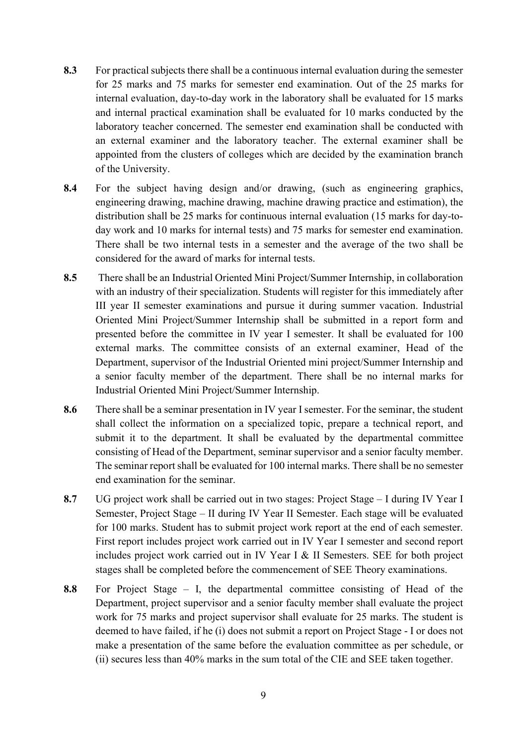**8.3** For practical subjects there shall be a continuous internal evaluation during the semester for 25 marks and 75 marks for semester end examination. Out of the 25 marks for internal evaluation, day-to-day work in the laboratory shall be evaluated for 15 marks and internal practical examination shall be evaluated for 10 marks conducted by the laboratory teacher concerned. The semester end examination shall be conducted with an external examiner and the laboratory teacher. The external examiner shall be appointed from the clusters of colleges which are decided by the examination branch of the University.

**8.4** For the subject having design and/or drawing, (such as engineering graphics, engineering drawing, machine drawing, machine drawing practice and estimation), the distribution shall be 25 marks for continuous internal evaluation (15 marks for day-to-day work and 10 marks for internal tests) and 75 marks for semester end examination. There shall be two internal tests in a semester and the average of the two shall be considered for the award of marks for internal tests.

**8.5** There shall be an Industrial Oriented Mini Project/Summer Internship, in collaboration with an industry of their specialization. Students will register for this immediately after III year II semester examinations and pursue it during summer vacation. Industrial Oriented Mini Project/Summer Internship shall be submitted in a report form and presented before the committee in IV year I semester. It shall be evaluated for 100 external marks. The committee consists of an external examiner, Head of the Department, supervisor of the Industrial Oriented mini project/Summer Internship and a senior faculty member of the department. There shall be no internal marks for Industrial Oriented Mini Project/Summer Internship.

**8.6** There shall be a seminar presentation in IV year I semester. For the seminar, the student shall collect the information on a specialized topic, prepare a technical report, and submit it to the department. It shall be evaluated by the departmental committee consisting of Head of the Department, seminar supervisor and a senior faculty member. The seminar report shall be evaluated for 100 internal marks. There shall be no semester end examination for the seminar.

**8.7** UG project work shall be carried out in two stages: Project Stage – I during IV Year I Semester, Project Stage – II during IV Year II Semester. Each stage will be evaluated for 100 marks. Student has to submit project work report at the end of each semester. First report includes project work carried out in IV Year I semester and second report includes project work carried out in IV Year I & II Semesters. SEE for both project stages shall be completed before the commencement of SEE Theory examinations.

**8.8** For Project Stage – I, the departmental committee consisting of Head of the Department, project supervisor and a senior faculty member shall evaluate the project work for 75 marks and project supervisor shall evaluate for 25 marks. The student is deemed to have failed, if he (i) does not submit a report on Project Stage - I or does not make a presentation of the same before the evaluation committee as per schedule, or (ii) secures less than 40% marks in the sum total of the CIE and SEE taken together.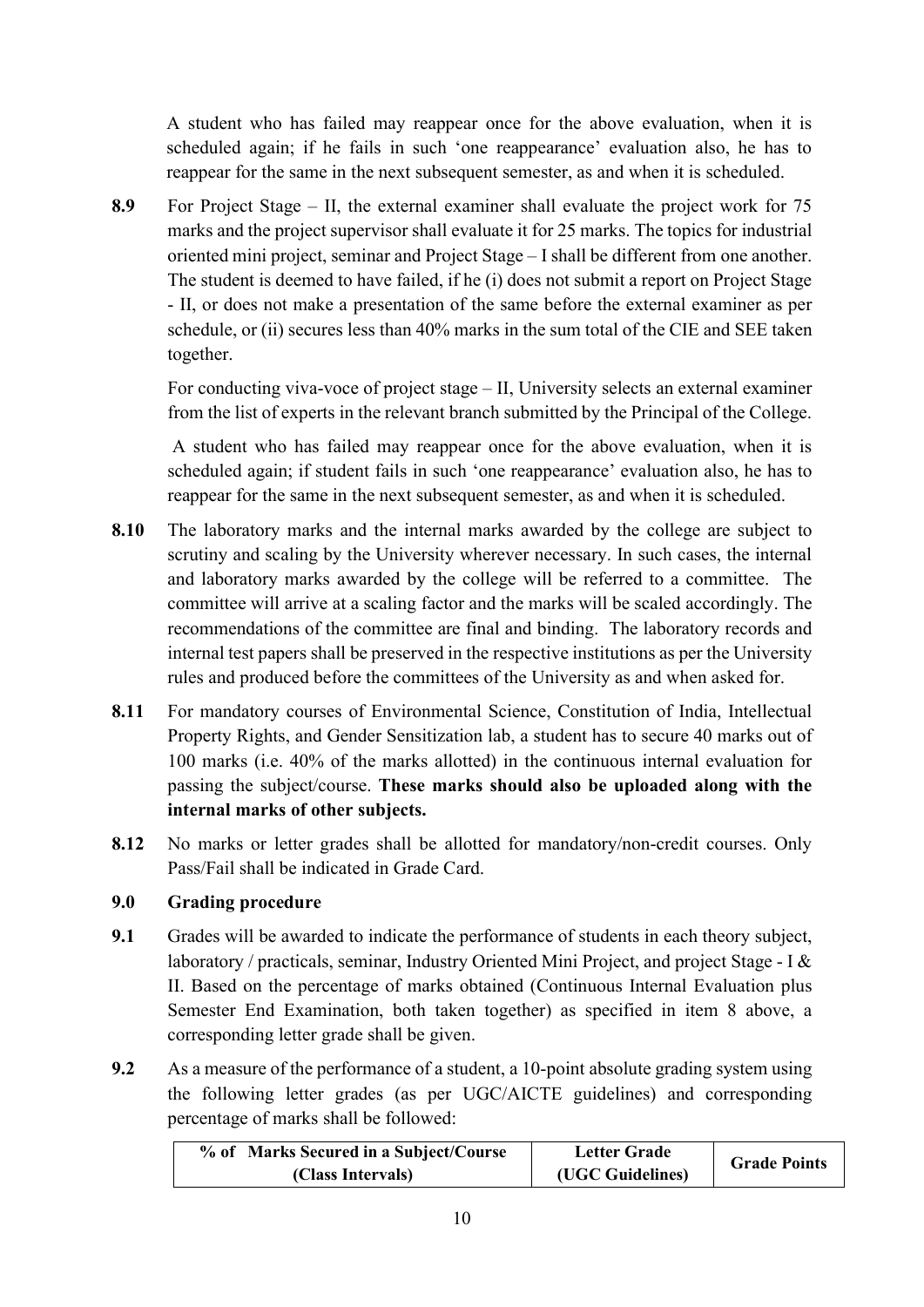A student who has failed may reappear once for the above evaluation, when it is scheduled again; if he fails in such 'one reappearance' evaluation also, he has to reappear for the same in the next subsequent semester, as and when it is scheduled.

**8.9** For Project Stage – II, the external examiner shall evaluate the project work for 75 marks and the project supervisor shall evaluate it for 25 marks. The topics for industrial oriented mini project, seminar and Project Stage – I shall be different from one another. The student is deemed to have failed, if he (i) does not submit a report on Project Stage - II, or does not make a presentation of the same before the external examiner as per schedule, or (ii) secures less than 40% marks in the sum total of the CIE and SEE taken together.

For conducting viva-voce of project stage – II, University selects an external examiner from the list of experts in the relevant branch submitted by the Principal of the College.

A student who has failed may reappear once for the above evaluation, when it is scheduled again; if student fails in such 'one reappearance' evaluation also, he has to reappear for the same in the next subsequent semester, as and when it is scheduled.

**8.10** The laboratory marks and the internal marks awarded by the college are subject to scrutiny and scaling by the University wherever necessary. In such cases, the internal and laboratory marks awarded by the college will be referred to a committee. The committee will arrive at a scaling factor and the marks will be scaled accordingly. The recommendations of the committee are final and binding. The laboratory records and internal test papers shall be preserved in the respective institutions as per the University rules and produced before the committees of the University as and when asked for.

**8.11** For mandatory courses of Environmental Science, Constitution of India, Intellectual Property Rights, and Gender Sensitization lab, a student has to secure 40 marks out of 100 marks (i.e. 40% of the marks allotted) in the continuous internal evaluation for passing the subject/course. **These marks should also be uploaded along with the internal marks of other subjects.**

**8.12** No marks or letter grades shall be allotted for mandatory/non-credit courses. Only Pass/Fail shall be indicated in Grade Card.

## 9.0 Grading procedure

**9.1** Grades will be awarded to indicate the performance of students in each theory subject, laboratory / practicals, seminar, Industry Oriented Mini Project, and project Stage - I & II. Based on the percentage of marks obtained (Continuous Internal Evaluation plus Semester End Examination, both taken together) as specified in item 8 above, a corresponding letter grade shall be given.

**9.2** As a measure of the performance of a student, a 10-point absolute grading system using the following letter grades (as per UGC/AICTE guidelines) and corresponding percentage of marks shall be followed:

| % of Marks Secured in a Subject/Course (Class Intervals) | Letter Grade (UGC Guidelines) | Grade Points |
|---|---|---|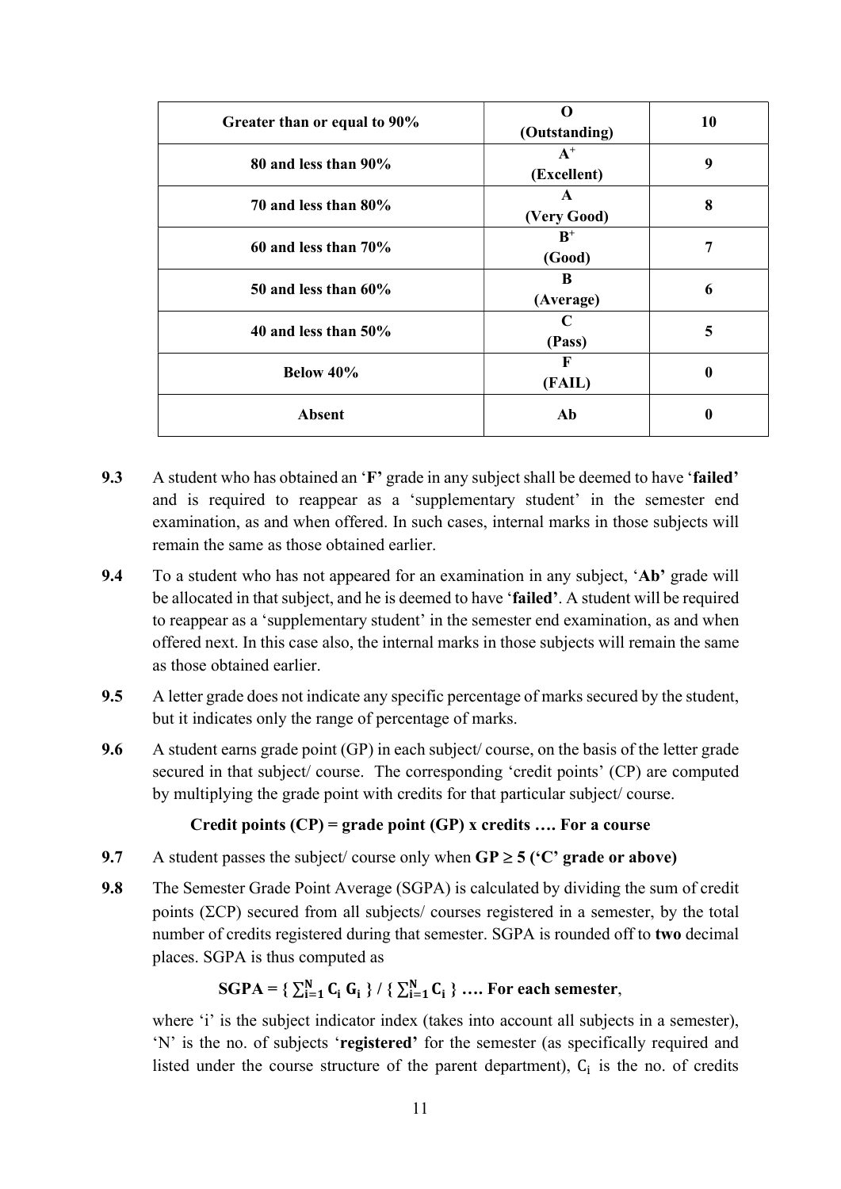| Greater than or equal to 90% | **O** **(Outstanding)** | **10** |
|---|---|---|
| **80 and less than 90%** | **A$^+$** **(Excellent)** | **9** |
| **70 and less than 80%** | **A** **(Very Good)** | **8** |
| **60 and less than 70%** | **B$^+$** **(Good)** | **7** |
| **50 and less than 60%** | **B** **(Average)** | **6** |
| **40 and less than 50%** | **C** **(Pass)** | **5** |
| **Below 40%** | **F** **(FAIL)** | **0** |
| **Absent** | **Ab** | **0** |

**9.3** A student who has obtained an '**F**' grade in any subject shall be deemed to have '**failed**' and is required to reappear as a 'supplementary student' in the semester end examination, as and when offered. In such cases, internal marks in those subjects will remain the same as those obtained earlier.

**9.4** To a student who has not appeared for an examination in any subject, '**Ab**' grade will be allocated in that subject, and he is deemed to have '**failed**'. A student will be required to reappear as a 'supplementary student' in the semester end examination, as and when offered next. In this case also, the internal marks in those subjects will remain the same as those obtained earlier.

**9.5** A letter grade does not indicate any specific percentage of marks secured by the student, but it indicates only the range of percentage of marks.

**9.6** A student earns grade point (GP) in each subject/ course, on the basis of the letter grade secured in that subject/ course. The corresponding 'credit points' (CP) are computed by multiplying the grade point with credits for that particular subject/ course.

**Credit points (CP) = grade point (GP) x credits …. For a course**

**9.7** A student passes the subject/ course only when **GP ≥ 5 ('C' grade or above)**

**9.8** The Semester Grade Point Average (SGPA) is calculated by dividing the sum of credit points (ΣCP) secured from all subjects/ courses registered in a semester, by the total number of credits registered during that semester. SGPA is rounded off to **two** decimal places. SGPA is thus computed as

$$\mathbf{SGPA} = \{ \textstyle\sum_{i=1}^{N} C_i \, G_i \} \; / \; \{ \textstyle\sum_{i=1}^{N} C_i \} \text{ …. For each semester},$$

where 'i' is the subject indicator index (takes into account all subjects in a semester), 'N' is the no. of subjects '**registered**' for the semester (as specifically required and listed under the course structure of the parent department), $C_i$ is the no. of credits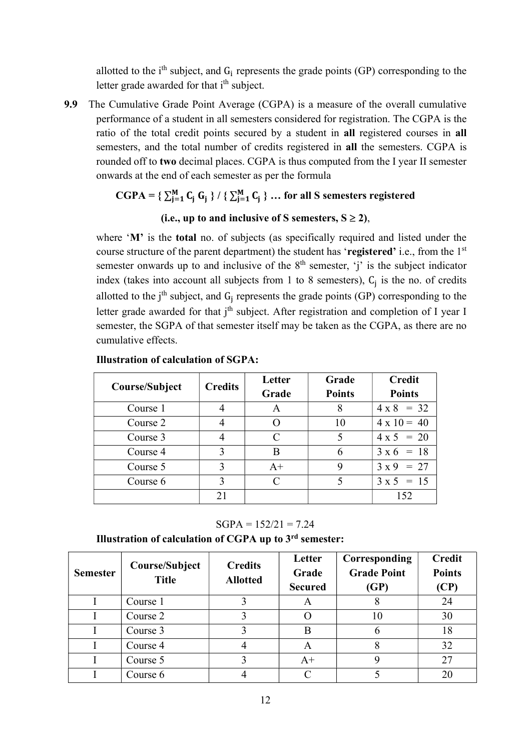allotted to the $i^{th}$ subject, and $G_i$ represents the grade points (GP) corresponding to the letter grade awarded for that $i^{th}$ subject.

**9.9** The Cumulative Grade Point Average (CGPA) is a measure of the overall cumulative performance of a student in all semesters considered for registration. The CGPA is the ratio of the total credit points secured by a student in **all** registered courses in **all** semesters, and the total number of credits registered in **all** the semesters. CGPA is rounded off to **two** decimal places. CGPA is thus computed from the I year II semester onwards at the end of each semester as per the formula

$$\textbf{CGPA} = \{ \textstyle\sum_{j=1}^{M} C_j \, G_j \} \,/\, \{ \textstyle\sum_{j=1}^{M} C_j \} \; \ldots \text{ for all S semesters registered}$$

**(i.e., up to and inclusive of S semesters, S ≥ 2)**,

where '**M**' is the **total** no. of subjects (as specifically required and listed under the course structure of the parent department) the student has '**registered**' i.e., from the 1st semester onwards up to and inclusive of the 8th semester, 'j' is the subject indicator index (takes into account all subjects from 1 to 8 semesters), $C_j$ is the no. of credits allotted to the $j^{th}$ subject, and $G_j$ represents the grade points (GP) corresponding to the letter grade awarded for that $j^{th}$ subject. After registration and completion of I year I semester, the SGPA of that semester itself may be taken as the CGPA, as there are no cumulative effects.

**Illustration of calculation of SGPA:**

| Course/Subject | Credits | Letter Grade | Grade Points | Credit Points |
|---|---|---|---|---|
| Course 1 | 4 | A | 8 | 4 x 8 = 32 |
| Course 2 | 4 | O | 10 | 4 x 10 = 40 |
| Course 3 | 4 | C | 5 | 4 x 5 = 20 |
| Course 4 | 3 | B | 6 | 3 x 6 = 18 |
| Course 5 | 3 | A+ | 9 | 3 x 9 = 27 |
| Course 6 | 3 | C | 5 | 3 x 5 = 15 |
| | 21 | | | 152 |

SGPA = 152/21 = 7.24

**Illustration of calculation of CGPA up to 3rd semester:**

| Semester | Course/Subject Title | Credits Allotted | Letter Grade Secured | Corresponding Grade Point (GP) | Credit Points (CP) |
|---|---|---|---|---|---|
| I | Course 1 | 3 | A | 8 | 24 |
| I | Course 2 | 3 | O | 10 | 30 |
| I | Course 3 | 3 | B | 6 | 18 |
| I | Course 4 | 4 | A | 8 | 32 |
| I | Course 5 | 3 | A+ | 9 | 27 |
| I | Course 6 | 4 | C | 5 | 20 |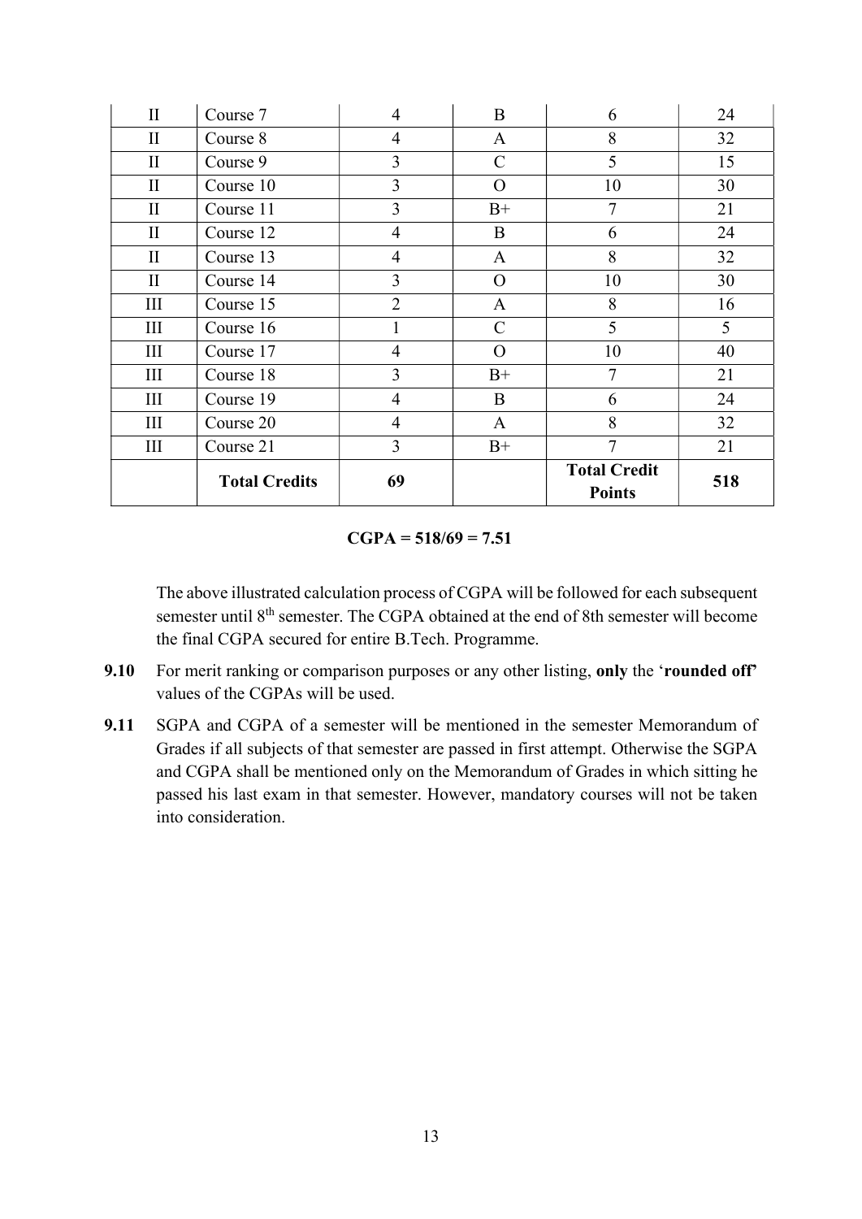| II | Course 7 | 4 | B | 6 | 24 |
|---|---|---|---|---|---|
| II | Course 8 | 4 | A | 8 | 32 |
| II | Course 9 | 3 | C | 5 | 15 |
| II | Course 10 | 3 | O | 10 | 30 |
| II | Course 11 | 3 | B+ | 7 | 21 |
| II | Course 12 | 4 | B | 6 | 24 |
| II | Course 13 | 4 | A | 8 | 32 |
| II | Course 14 | 3 | O | 10 | 30 |
| III | Course 15 | 2 | A | 8 | 16 |
| III | Course 16 | 1 | C | 5 | 5 |
| III | Course 17 | 4 | O | 10 | 40 |
| III | Course 18 | 3 | B+ | 7 | 21 |
| III | Course 19 | 4 | B | 6 | 24 |
| III | Course 20 | 4 | A | 8 | 32 |
| III | Course 21 | 3 | B+ | 7 | 21 |
| | **Total Credits** | **69** | | **Total Credit Points** | **518** |

**CGPA = 518/69 = 7.51**

The above illustrated calculation process of CGPA will be followed for each subsequent semester until 8th semester. The CGPA obtained at the end of 8th semester will become the final CGPA secured for entire B.Tech. Programme.

**9.10** For merit ranking or comparison purposes or any other listing, **only** the '**rounded off**' values of the CGPAs will be used.

**9.11** SGPA and CGPA of a semester will be mentioned in the semester Memorandum of Grades if all subjects of that semester are passed in first attempt. Otherwise the SGPA and CGPA shall be mentioned only on the Memorandum of Grades in which sitting he passed his last exam in that semester. However, mandatory courses will not be taken into consideration.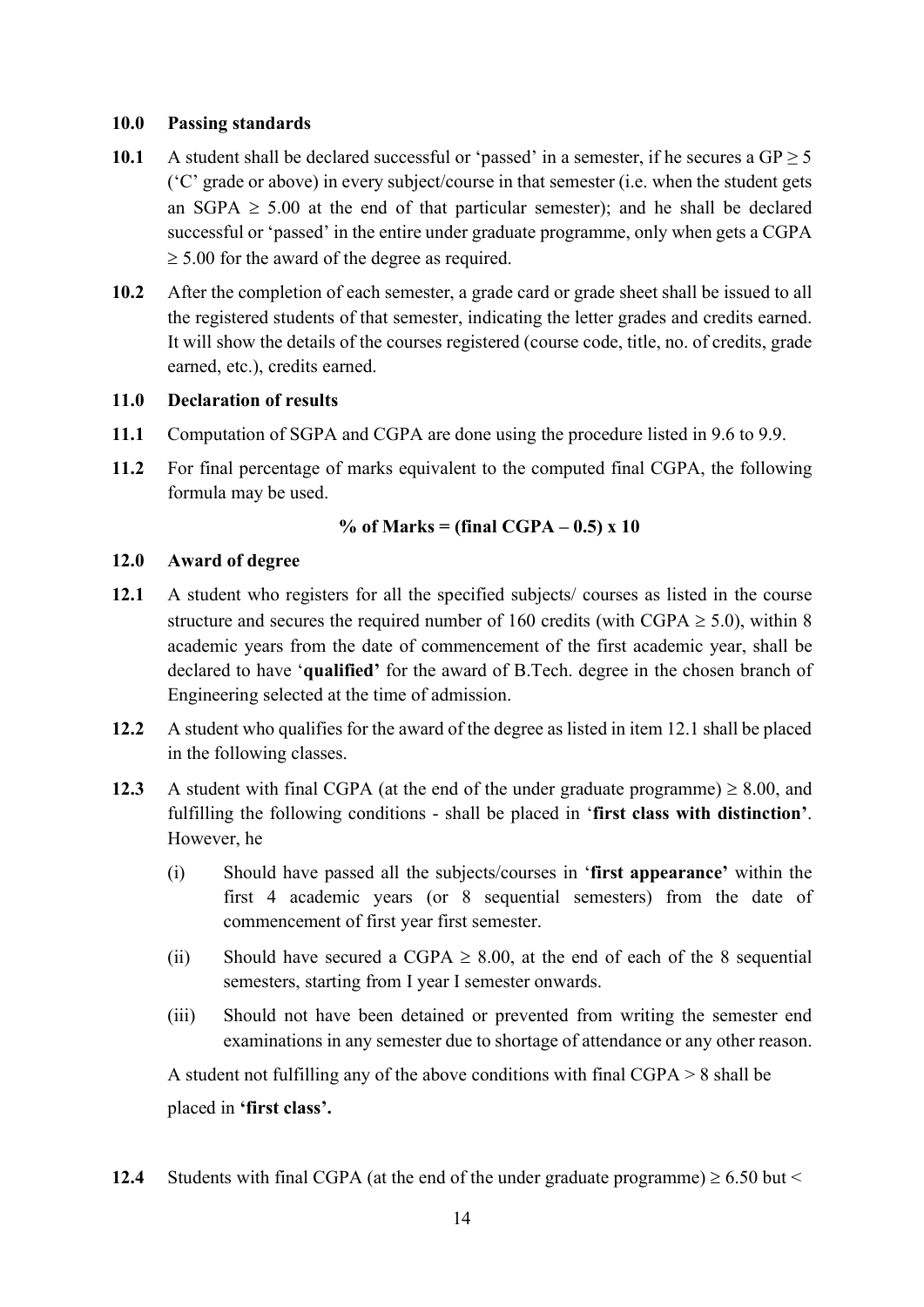## 10.0 Passing standards

**10.1** A student shall be declared successful or 'passed' in a semester, if he secures a GP $\geq 5$ ('C' grade or above) in every subject/course in that semester (i.e. when the student gets an SGPA $\geq 5.00$ at the end of that particular semester); and he shall be declared successful or 'passed' in the entire under graduate programme, only when gets a CGPA $\geq 5.00$ for the award of the degree as required.

**10.2** After the completion of each semester, a grade card or grade sheet shall be issued to all the registered students of that semester, indicating the letter grades and credits earned. It will show the details of the courses registered (course code, title, no. of credits, grade earned, etc.), credits earned.

## 11.0 Declaration of results

**11.1** Computation of SGPA and CGPA are done using the procedure listed in 9.6 to 9.9.

**11.2** For final percentage of marks equivalent to the computed final CGPA, the following formula may be used.

$$\textbf{\% of Marks} = (\textbf{final CGPA} - 0.5) \times 10$$

## 12.0 Award of degree

**12.1** A student who registers for all the specified subjects/ courses as listed in the course structure and secures the required number of 160 credits (with CGPA $\geq 5.0$), within 8 academic years from the date of commencement of the first academic year, shall be declared to have '**qualified**' for the award of B.Tech. degree in the chosen branch of Engineering selected at the time of admission.

**12.2** A student who qualifies for the award of the degree as listed in item 12.1 shall be placed in the following classes.

**12.3** A student with final CGPA (at the end of the under graduate programme) $\geq 8.00$, and fulfilling the following conditions - shall be placed in '**first class with distinction**'. However, he

(i) Should have passed all the subjects/courses in '**first appearance'** within the first 4 academic years (or 8 sequential semesters) from the date of commencement of first year first semester.

(ii) Should have secured a CGPA $\geq 8.00$, at the end of each of the 8 sequential semesters, starting from I year I semester onwards.

(iii) Should not have been detained or prevented from writing the semester end examinations in any semester due to shortage of attendance or any other reason.

A student not fulfilling any of the above conditions with final CGPA $> 8$ shall be placed in **'first class'.**

**12.4** Students with final CGPA (at the end of the under graduate programme) $\geq 6.50$ but $<$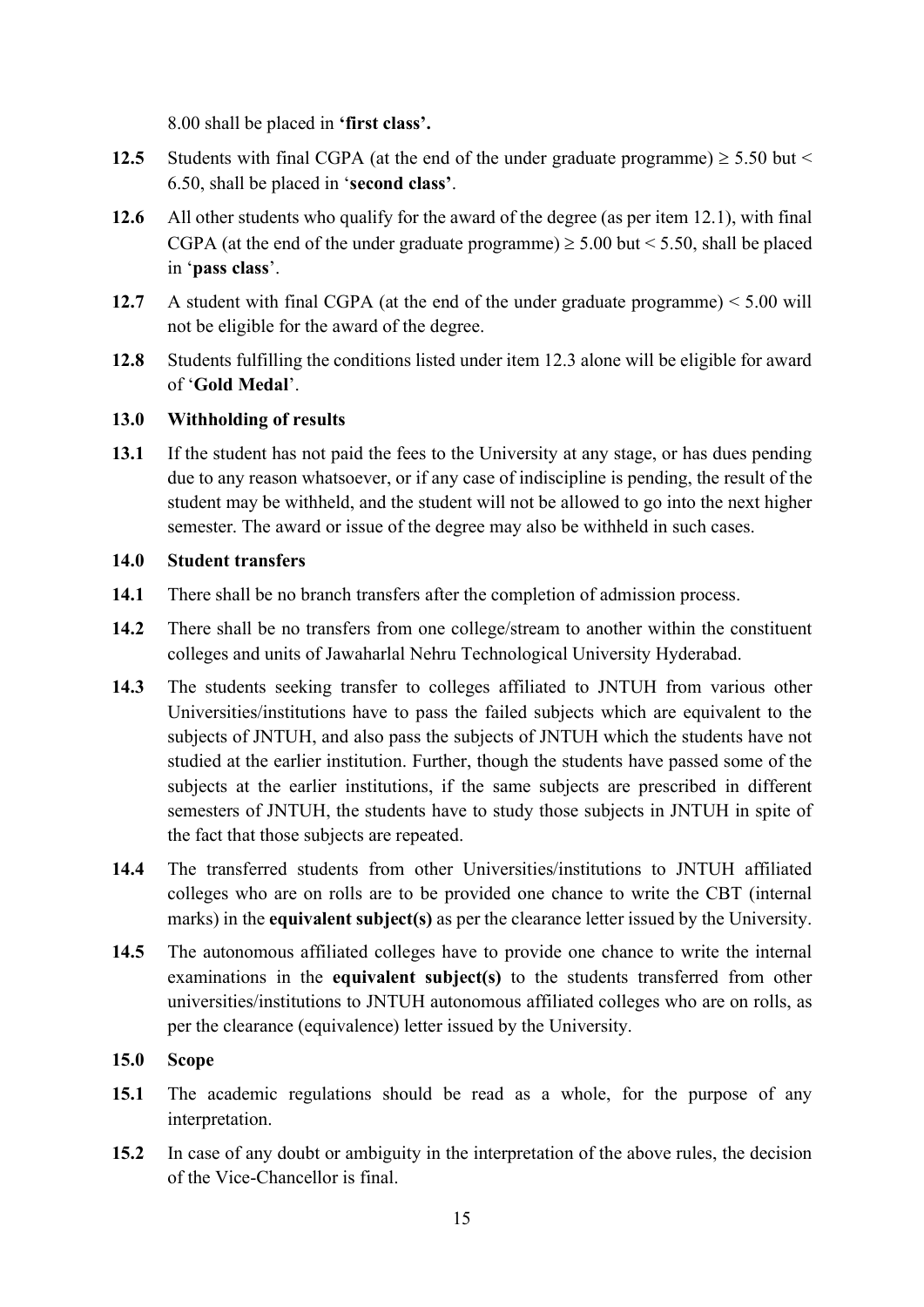8.00 shall be placed in **'first class'.**

**12.5** Students with final CGPA (at the end of the under graduate programme) $\geq 5.50$ but $< 6.50$, shall be placed in '**second class'**.

**12.6** All other students who qualify for the award of the degree (as per item 12.1), with final CGPA (at the end of the under graduate programme) $\geq 5.00$ but $< 5.50$, shall be placed in '**pass class**'.

**12.7** A student with final CGPA (at the end of the under graduate programme) $< 5.00$ will not be eligible for the award of the degree.

**12.8** Students fulfilling the conditions listed under item 12.3 alone will be eligible for award of '**Gold Medal**'.

## 13.0 Withholding of results

**13.1** If the student has not paid the fees to the University at any stage, or has dues pending due to any reason whatsoever, or if any case of indiscipline is pending, the result of the student may be withheld, and the student will not be allowed to go into the next higher semester. The award or issue of the degree may also be withheld in such cases.

## 14.0 Student transfers

**14.1** There shall be no branch transfers after the completion of admission process.

**14.2** There shall be no transfers from one college/stream to another within the constituent colleges and units of Jawaharlal Nehru Technological University Hyderabad.

**14.3** The students seeking transfer to colleges affiliated to JNTUH from various other Universities/institutions have to pass the failed subjects which are equivalent to the subjects of JNTUH, and also pass the subjects of JNTUH which the students have not studied at the earlier institution. Further, though the students have passed some of the subjects at the earlier institutions, if the same subjects are prescribed in different semesters of JNTUH, the students have to study those subjects in JNTUH in spite of the fact that those subjects are repeated.

**14.4** The transferred students from other Universities/institutions to JNTUH affiliated colleges who are on rolls are to be provided one chance to write the CBT (internal marks) in the **equivalent subject(s)** as per the clearance letter issued by the University.

**14.5** The autonomous affiliated colleges have to provide one chance to write the internal examinations in the **equivalent subject(s)** to the students transferred from other universities/institutions to JNTUH autonomous affiliated colleges who are on rolls, as per the clearance (equivalence) letter issued by the University.

## 15.0 Scope

**15.1** The academic regulations should be read as a whole, for the purpose of any interpretation.

**15.2** In case of any doubt or ambiguity in the interpretation of the above rules, the decision of the Vice-Chancellor is final.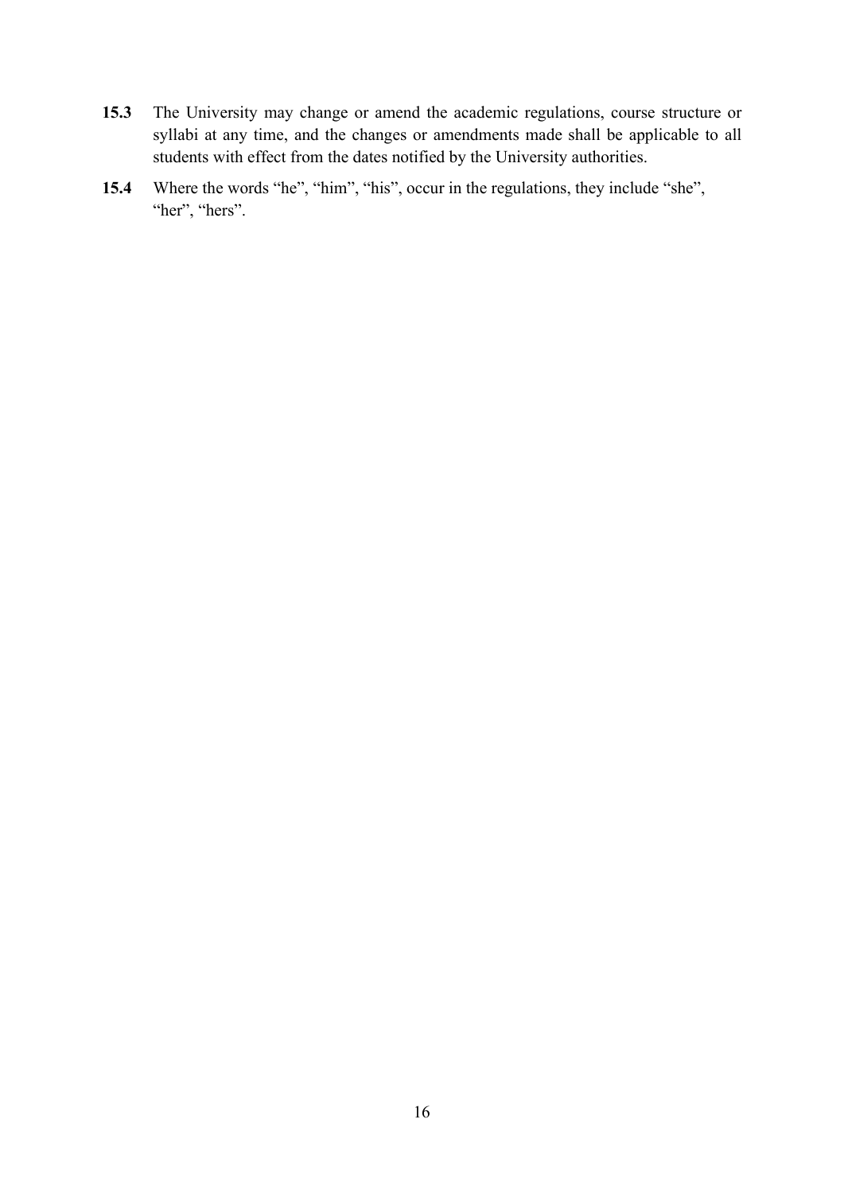**15.3** The University may change or amend the academic regulations, course structure or syllabi at any time, and the changes or amendments made shall be applicable to all students with effect from the dates notified by the University authorities.

**15.4** Where the words "he", "him", "his", occur in the regulations, they include "she", "her", "hers".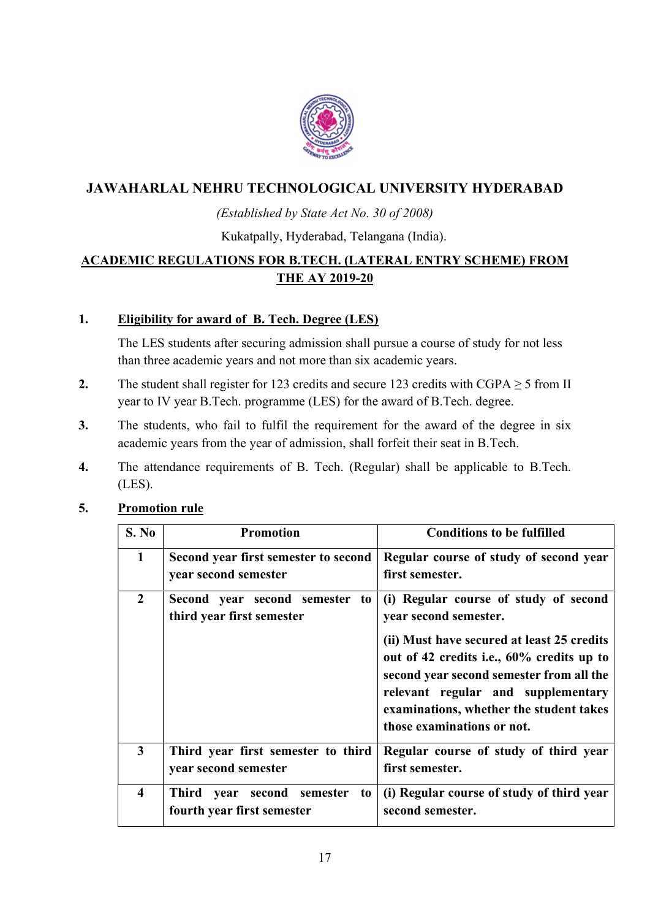**JAWAHARLAL NEHRU TECHNOLOGICAL UNIVERSITY HYDERABAD**

*(Established by State Act No. 30 of 2008)*

Kukatpally, Hyderabad, Telangana (India).

**ACADEMIC REGULATIONS FOR B.TECH. (LATERAL ENTRY SCHEME) FROM THE AY 2019-20**

1. **Eligibility for award of B. Tech. Degree (LES)**

   The LES students after securing admission shall pursue a course of study for not less than three academic years and not more than six academic years.

2. The student shall register for 123 credits and secure 123 credits with CGPA $\geq$ 5 from II year to IV year B.Tech. programme (LES) for the award of B.Tech. degree.

3. The students, who fail to fulfil the requirement for the award of the degree in six academic years from the year of admission, shall forfeit their seat in B.Tech.

4. The attendance requirements of B. Tech. (Regular) shall be applicable to B.Tech. (LES).

5. **Promotion rule**

| S. No | Promotion | Conditions to be fulfilled |
|---|---|---|
| 1 | Second year first semester to second year second semester | Regular course of study of second year first semester. |
| 2 | Second year second semester to third year first semester | (i) Regular course of study of second year second semester.<br><br>(ii) Must have secured at least 25 credits out of 42 credits i.e., 60% credits up to second year second semester from all the relevant regular and supplementary examinations, whether the student takes those examinations or not. |
| 3 | Third year first semester to third year second semester | Regular course of study of third year first semester. |
| 4 | Third year second semester to fourth year first semester | (i) Regular course of study of third year second semester. |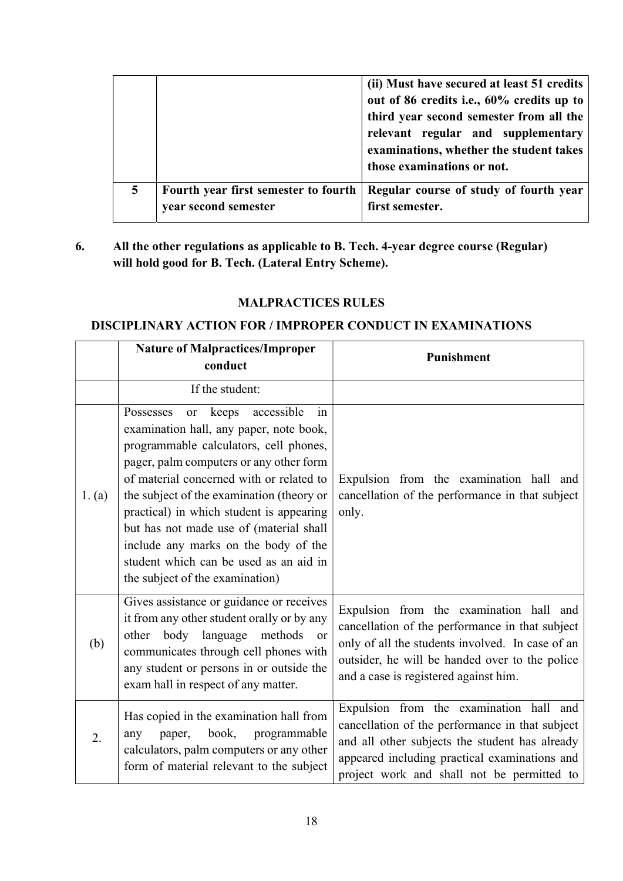| | | **(ii) Must have secured at least 51 credits out of 86 credits i.e., 60% credits up to third year second semester from all the relevant regular and supplementary examinations, whether the student takes those examinations or not.** |
|---|---|---|
| **5** | **Fourth year first semester to fourth year second semester** | **Regular course of study of fourth year first semester.** |

**6. All the other regulations as applicable to B. Tech. 4-year degree course (Regular) will hold good for B. Tech. (Lateral Entry Scheme).**

## MALPRACTICES RULES

### DISCIPLINARY ACTION FOR / IMPROPER CONDUCT IN EXAMINATIONS

| | Nature of Malpractices/Improper conduct | Punishment |
|---|---|---|
| | If the student: | |
| 1. (a) | Possesses or keeps accessible in examination hall, any paper, note book, programmable calculators, cell phones, pager, palm computers or any other form of material concerned with or related to the subject of the examination (theory or practical) in which student is appearing but has not made use of (material shall include any marks on the body of the student which can be used as an aid in the subject of the examination) | Expulsion from the examination hall and cancellation of the performance in that subject only. |
| (b) | Gives assistance or guidance or receives it from any other student orally or by any other body language methods or communicates through cell phones with any student or persons in or outside the exam hall in respect of any matter. | Expulsion from the examination hall and cancellation of the performance in that subject only of all the students involved. In case of an outsider, he will be handed over to the police and a case is registered against him. |
| 2. | Has copied in the examination hall from any paper, book, programmable calculators, palm computers or any other form of material relevant to the subject | Expulsion from the examination hall and cancellation of the performance in that subject and all other subjects the student has already appeared including practical examinations and project work and shall not be permitted to |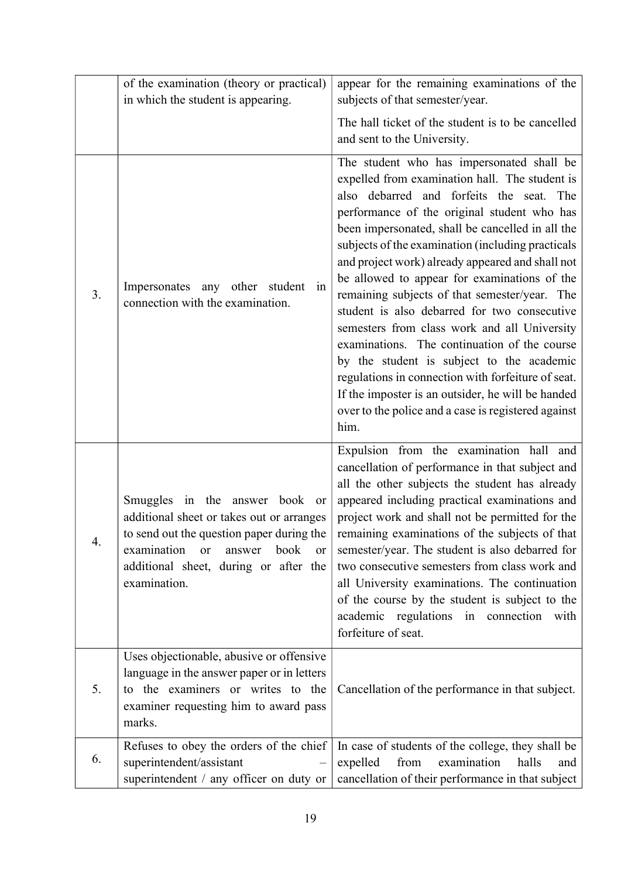| | | |
|---|---|---|
| | of the examination (theory or practical) in which the student is appearing. | appear for the remaining examinations of the subjects of that semester/year. The hall ticket of the student is to be cancelled and sent to the University. |
| 3. | Impersonates any other student in connection with the examination. | The student who has impersonated shall be expelled from examination hall. The student is also debarred and forfeits the seat. The performance of the original student who has been impersonated, shall be cancelled in all the subjects of the examination (including practicals and project work) already appeared and shall not be allowed to appear for examinations of the remaining subjects of that semester/year. The student is also debarred for two consecutive semesters from class work and all University examinations. The continuation of the course by the student is subject to the academic regulations in connection with forfeiture of seat. If the imposter is an outsider, he will be handed over to the police and a case is registered against him. |
| 4. | Smuggles in the answer book or additional sheet or takes out or arranges to send out the question paper during the examination or answer book or additional sheet, during or after the examination. | Expulsion from the examination hall and cancellation of performance in that subject and all the other subjects the student has already appeared including practical examinations and project work and shall not be permitted for the remaining examinations of the subjects of that semester/year. The student is also debarred for two consecutive semesters from class work and all University examinations. The continuation of the course by the student is subject to the academic regulations in connection with forfeiture of seat. |
| 5. | Uses objectionable, abusive or offensive language in the answer paper or in letters to the examiners or writes to the examiner requesting him to award pass marks. | Cancellation of the performance in that subject. |
| 6. | Refuses to obey the orders of the chief superintendent/assistant – superintendent / any officer on duty or | In case of students of the college, they shall be expelled from examination halls and cancellation of their performance in that subject |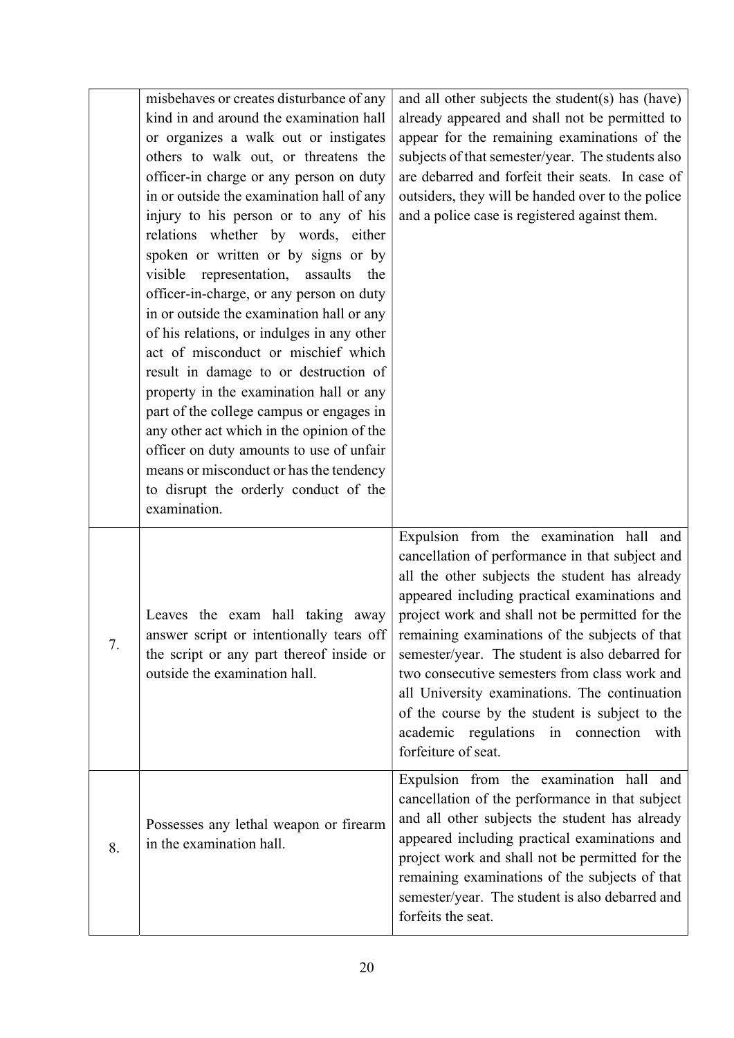| | | |
|---|---|---|
| | misbehaves or creates disturbance of any kind in and around the examination hall or organizes a walk out or instigates others to walk out, or threatens the officer-in charge or any person on duty in or outside the examination hall of any injury to his person or to any of his relations whether by words, either spoken or written or by signs or by visible representation, assaults the officer-in-charge, or any person on duty in or outside the examination hall or any of his relations, or indulges in any other act of misconduct or mischief which result in damage to or destruction of property in the examination hall or any part of the college campus or engages in any other act which in the opinion of the officer on duty amounts to use of unfair means or misconduct or has the tendency to disrupt the orderly conduct of the examination. | and all other subjects the student(s) has (have) already appeared and shall not be permitted to appear for the remaining examinations of the subjects of that semester/year. The students also are debarred and forfeit their seats. In case of outsiders, they will be handed over to the police and a police case is registered against them. |
| 7. | Leaves the exam hall taking away answer script or intentionally tears off the script or any part thereof inside or outside the examination hall. | Expulsion from the examination hall and cancellation of performance in that subject and all the other subjects the student has already appeared including practical examinations and project work and shall not be permitted for the remaining examinations of the subjects of that semester/year. The student is also debarred for two consecutive semesters from class work and all University examinations. The continuation of the course by the student is subject to the academic regulations in connection with forfeiture of seat. |
| 8. | Possesses any lethal weapon or firearm in the examination hall. | Expulsion from the examination hall and cancellation of the performance in that subject and all other subjects the student has already appeared including practical examinations and project work and shall not be permitted for the remaining examinations of the subjects of that semester/year. The student is also debarred and forfeits the seat. |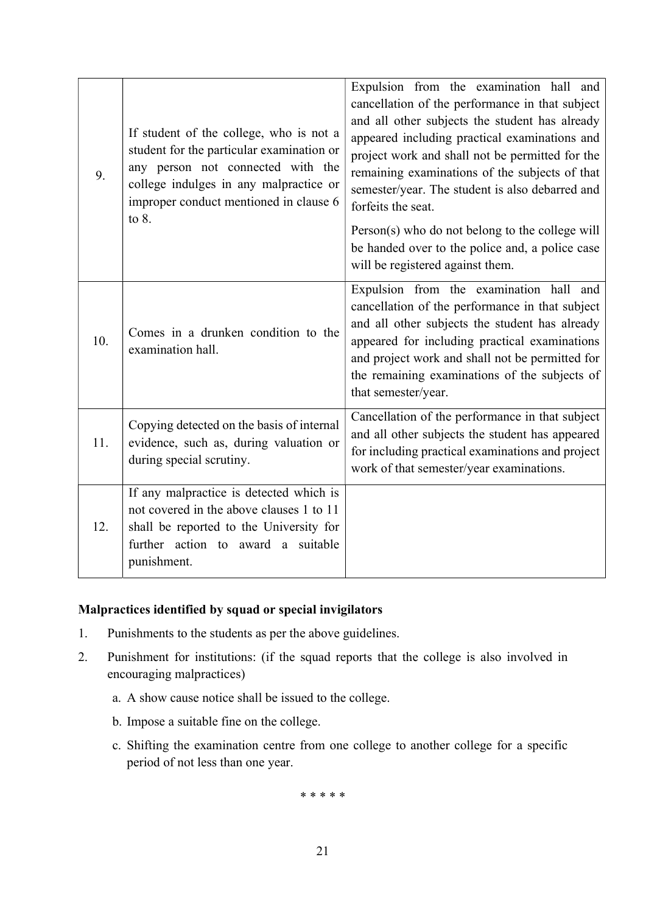| | | |
|---|---|---|
| 9. | If student of the college, who is not a student for the particular examination or any person not connected with the college indulges in any malpractice or improper conduct mentioned in clause 6 to 8. | Expulsion from the examination hall and cancellation of the performance in that subject and all other subjects the student has already appeared including practical examinations and project work and shall not be permitted for the remaining examinations of the subjects of that semester/year. The student is also debarred and forfeits the seat.<br><br>Person(s) who do not belong to the college will be handed over to the police and, a police case will be registered against them. |
| 10. | Comes in a drunken condition to the examination hall. | Expulsion from the examination hall and cancellation of the performance in that subject and all other subjects the student has already appeared for including practical examinations and project work and shall not be permitted for the remaining examinations of the subjects of that semester/year. |
| 11. | Copying detected on the basis of internal evidence, such as, during valuation or during special scrutiny. | Cancellation of the performance in that subject and all other subjects the student has appeared for including practical examinations and project work of that semester/year examinations. |
| 12. | If any malpractice is detected which is not covered in the above clauses 1 to 11 shall be reported to the University for further action to award a suitable punishment. | |

**Malpractices identified by squad or special invigilators**

1. Punishments to the students as per the above guidelines.
2. Punishment for institutions: (if the squad reports that the college is also involved in encouraging malpractices)
   a. A show cause notice shall be issued to the college.
   b. Impose a suitable fine on the college.
   c. Shifting the examination centre from one college to another college for a specific period of not less than one year.

\* \* \* \* \*